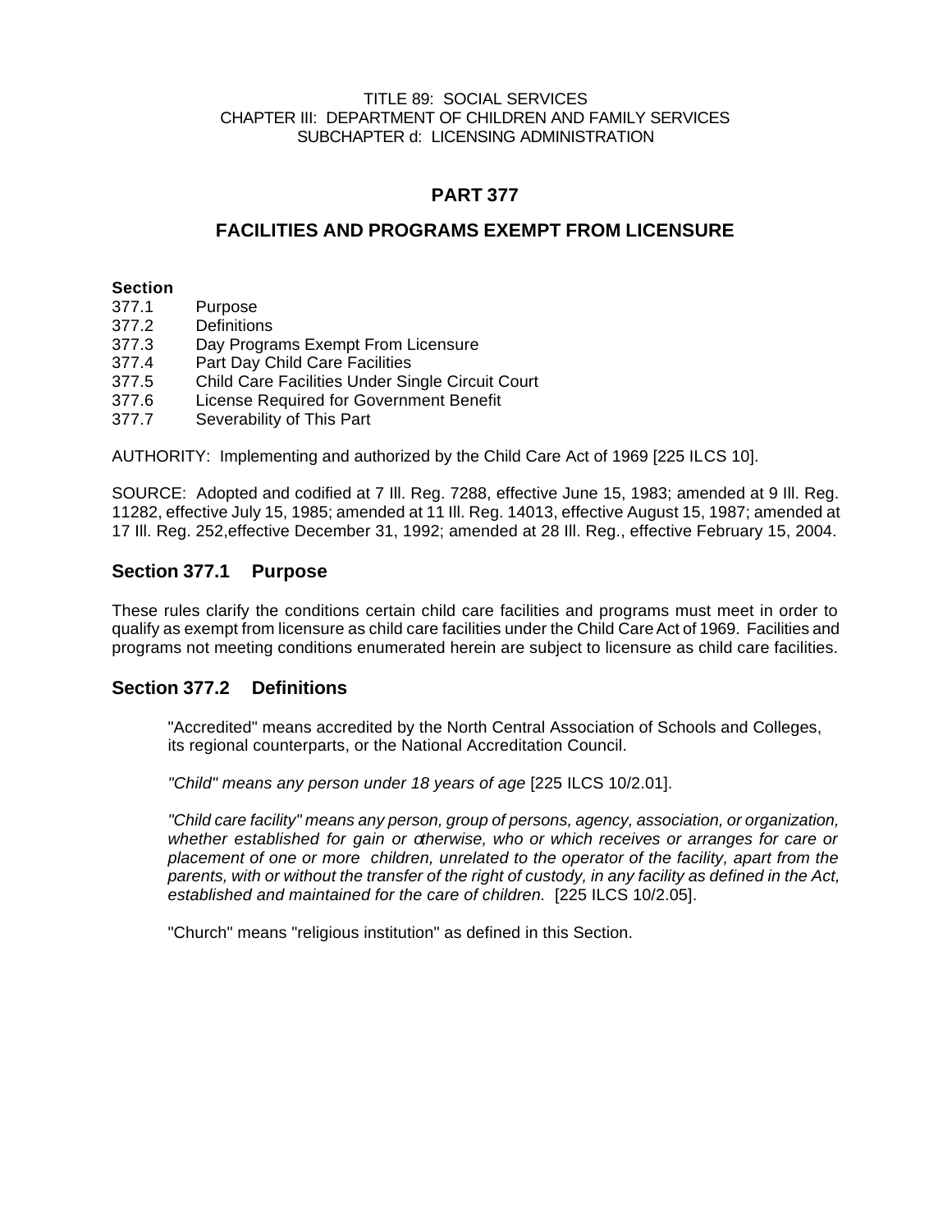TITLE 89: SOCIAL SERVICES
CHAPTER III: DEPARTMENT OF CHILDREN AND FAMILY SERVICES
SUBCHAPTER d: LICENSING ADMINISTRATION

# PART 377

# FACILITIES AND PROGRAMS EXEMPT FROM LICENSURE

**Section**
377.1 Purpose
377.2 Definitions
377.3 Day Programs Exempt From Licensure
377.4 Part Day Child Care Facilities
377.5 Child Care Facilities Under Single Circuit Court
377.6 License Required for Government Benefit
377.7 Severability of This Part

AUTHORITY: Implementing and authorized by the Child Care Act of 1969 [225 ILCS 10].

SOURCE: Adopted and codified at 7 Ill. Reg. 7288, effective June 15, 1983; amended at 9 Ill. Reg. 11282, effective July 15, 1985; amended at 11 Ill. Reg. 14013, effective August 15, 1987; amended at 17 Ill. Reg. 252,effective December 31, 1992; amended at 28 Ill. Reg., effective February 15, 2004.

## Section 377.1 Purpose

These rules clarify the conditions certain child care facilities and programs must meet in order to qualify as exempt from licensure as child care facilities under the Child Care Act of 1969. Facilities and programs not meeting conditions enumerated herein are subject to licensure as child care facilities.

## Section 377.2 Definitions

"Accredited" means accredited by the North Central Association of Schools and Colleges, its regional counterparts, or the National Accreditation Council.

*"Child" means any person under 18 years of age* [225 ILCS 10/2.01].

*"Child care facility" means any person, group of persons, agency, association, or organization, whether established for gain or otherwise, who or which receives or arranges for care or placement of one or more children, unrelated to the operator of the facility, apart from the parents, with or without the transfer of the right of custody, in any facility as defined in the Act, established and maintained for the care of children.* [225 ILCS 10/2.05].

"Church" means "religious institution" as defined in this Section.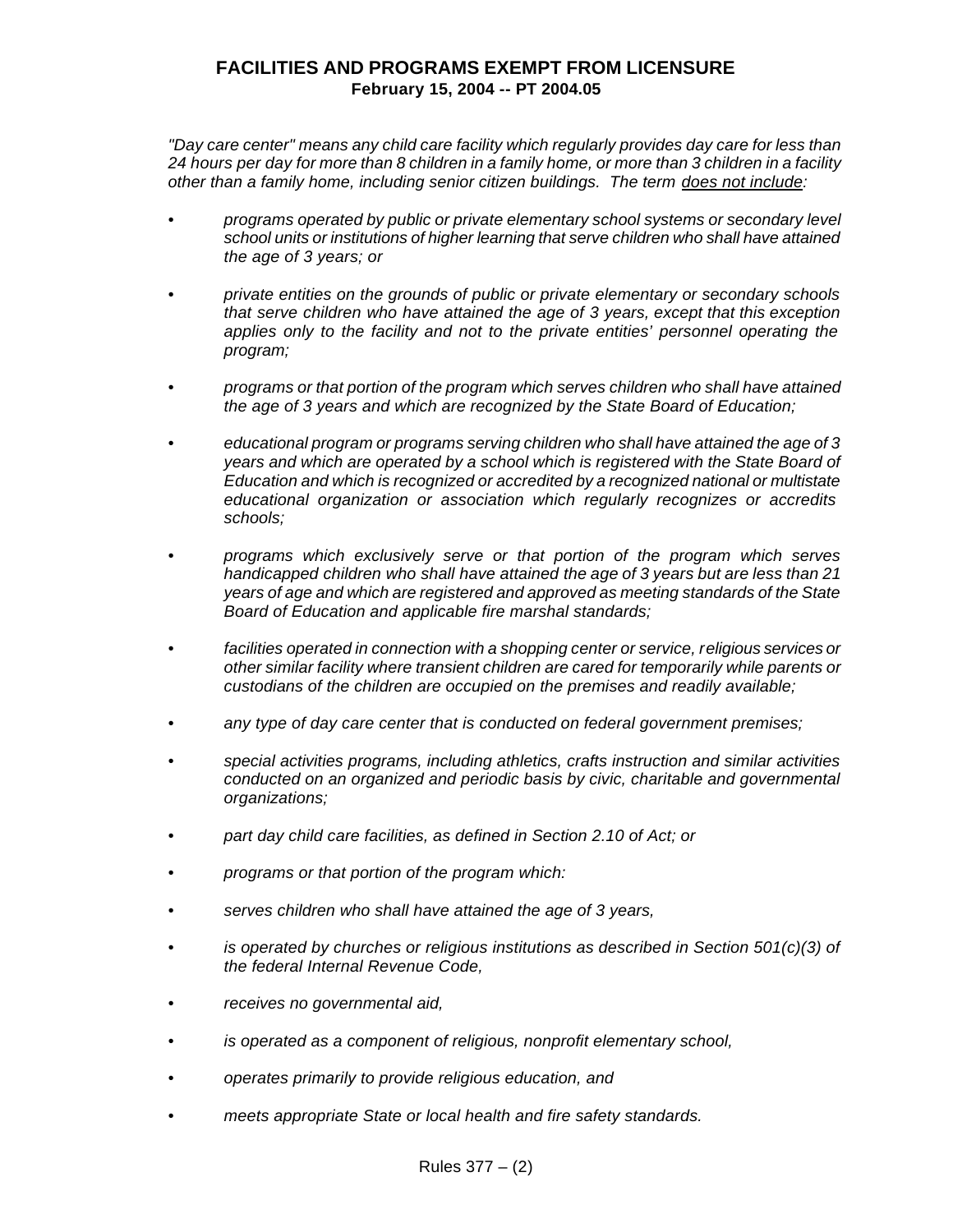## FACILITIES AND PROGRAMS EXEMPT FROM LICENSURE

**February 15, 2004 -- PT 2004.05**

*"Day care center" means any child care facility which regularly provides day care for less than 24 hours per day for more than 8 children in a family home, or more than 3 children in a facility other than a family home, including senior citizen buildings. The term does not include:*

- *programs operated by public or private elementary school systems or secondary level school units or institutions of higher learning that serve children who shall have attained the age of 3 years; or*
- *private entities on the grounds of public or private elementary or secondary schools that serve children who have attained the age of 3 years, except that this exception applies only to the facility and not to the private entities' personnel operating the program;*
- *programs or that portion of the program which serves children who shall have attained the age of 3 years and which are recognized by the State Board of Education;*
- *educational program or programs serving children who shall have attained the age of 3 years and which are operated by a school which is registered with the State Board of Education and which is recognized or accredited by a recognized national or multistate educational organization or association which regularly recognizes or accredits schools;*
- *programs which exclusively serve or that portion of the program which serves handicapped children who shall have attained the age of 3 years but are less than 21 years of age and which are registered and approved as meeting standards of the State Board of Education and applicable fire marshal standards;*
- *facilities operated in connection with a shopping center or service, religious services or other similar facility where transient children are cared for temporarily while parents or custodians of the children are occupied on the premises and readily available;*
- *any type of day care center that is conducted on federal government premises;*
- *special activities programs, including athletics, crafts instruction and similar activities conducted on an organized and periodic basis by civic, charitable and governmental organizations;*
- *part day child care facilities, as defined in Section 2.10 of Act; or*
- *programs or that portion of the program which:*
- *serves children who shall have attained the age of 3 years,*
- *is operated by churches or religious institutions as described in Section 501(c)(3) of the federal Internal Revenue Code,*
- *receives no governmental aid,*
- *is operated as a component of religious, nonprofit elementary school,*
- *operates primarily to provide religious education, and*
- *meets appropriate State or local health and fire safety standards.*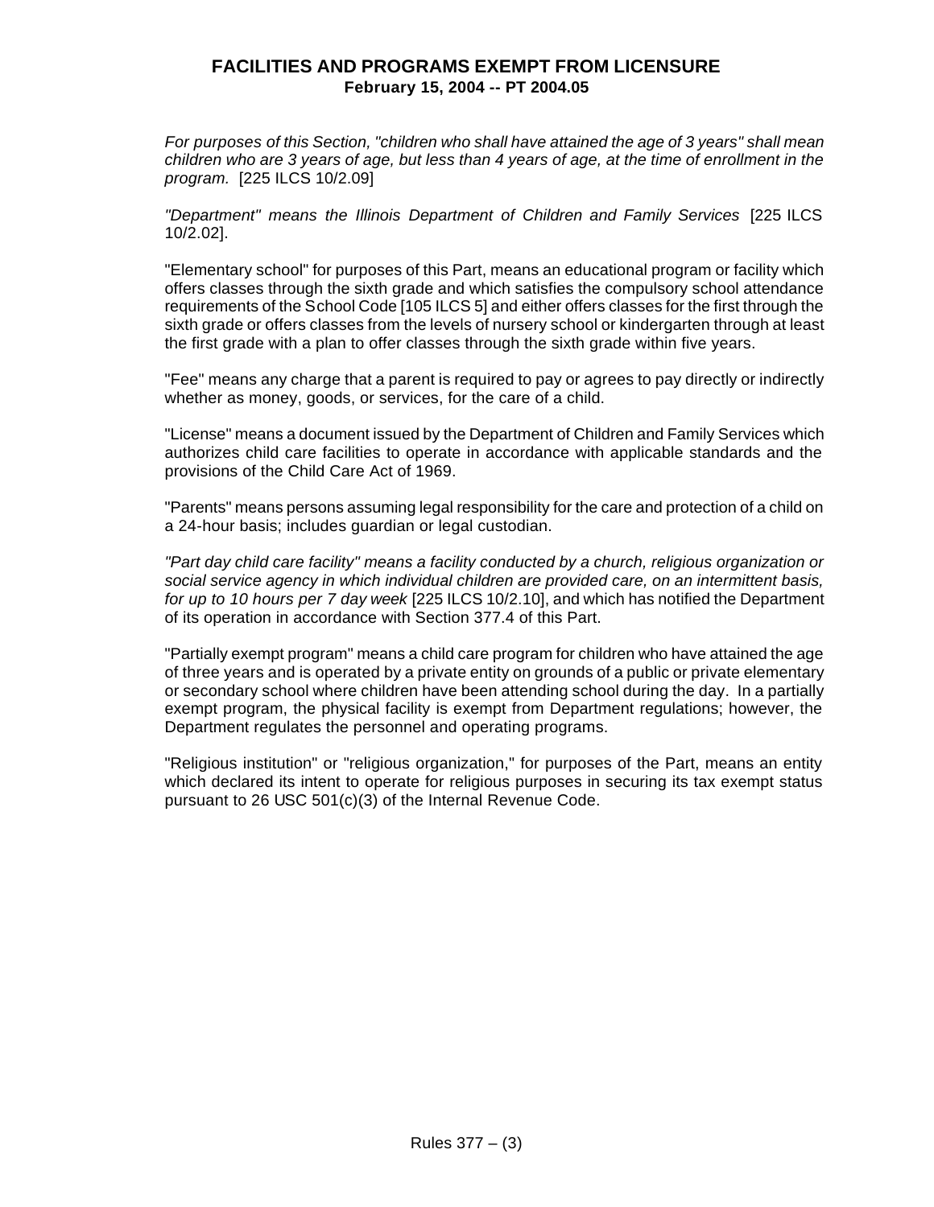*For purposes of this Section, "children who shall have attained the age of 3 years" shall mean children who are 3 years of age, but less than 4 years of age, at the time of enrollment in the program.* [225 ILCS 10/2.09]

*"Department" means the Illinois Department of Children and Family Services* [225 ILCS 10/2.02].

"Elementary school" for purposes of this Part, means an educational program or facility which offers classes through the sixth grade and which satisfies the compulsory school attendance requirements of the School Code [105 ILCS 5] and either offers classes for the first through the sixth grade or offers classes from the levels of nursery school or kindergarten through at least the first grade with a plan to offer classes through the sixth grade within five years.

"Fee" means any charge that a parent is required to pay or agrees to pay directly or indirectly whether as money, goods, or services, for the care of a child.

"License" means a document issued by the Department of Children and Family Services which authorizes child care facilities to operate in accordance with applicable standards and the provisions of the Child Care Act of 1969.

"Parents" means persons assuming legal responsibility for the care and protection of a child on a 24-hour basis; includes guardian or legal custodian.

*"Part day child care facility" means a facility conducted by a church, religious organization or social service agency in which individual children are provided care, on an intermittent basis, for up to 10 hours per 7 day week* [225 ILCS 10/2.10], and which has notified the Department of its operation in accordance with Section 377.4 of this Part.

"Partially exempt program" means a child care program for children who have attained the age of three years and is operated by a private entity on grounds of a public or private elementary or secondary school where children have been attending school during the day. In a partially exempt program, the physical facility is exempt from Department regulations; however, the Department regulates the personnel and operating programs.

"Religious institution" or "religious organization," for purposes of the Part, means an entity which declared its intent to operate for religious purposes in securing its tax exempt status pursuant to 26 USC 501(c)(3) of the Internal Revenue Code.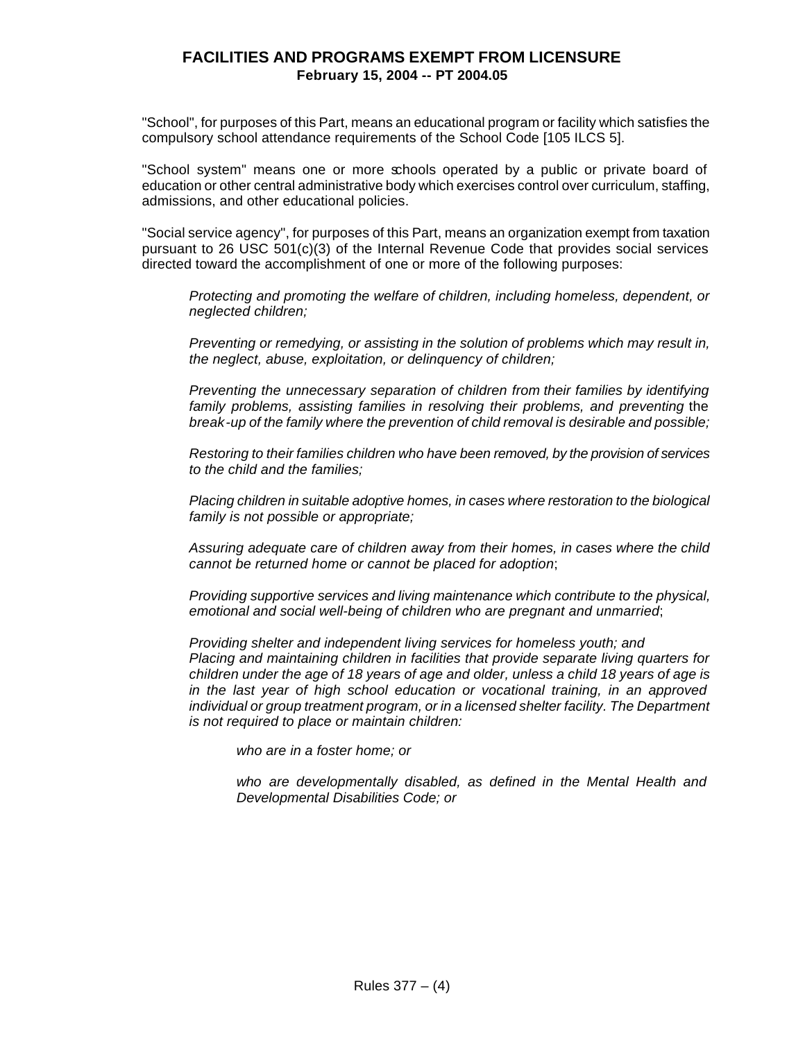"School", for purposes of this Part, means an educational program or facility which satisfies the compulsory school attendance requirements of the School Code [105 ILCS 5].

"School system" means one or more schools operated by a public or private board of education or other central administrative body which exercises control over curriculum, staffing, admissions, and other educational policies.

"Social service agency", for purposes of this Part, means an organization exempt from taxation pursuant to 26 USC 501(c)(3) of the Internal Revenue Code that provides social services directed toward the accomplishment of one or more of the following purposes:

> *Protecting and promoting the welfare of children, including homeless, dependent, or neglected children;*
>
> *Preventing or remedying, or assisting in the solution of problems which may result in, the neglect, abuse, exploitation, or delinquency of children;*
>
> *Preventing the unnecessary separation of children from their families by identifying family problems, assisting families in resolving their problems, and preventing* the *break-up of the family where the prevention of child removal is desirable and possible;*
>
> *Restoring to their families children who have been removed, by the provision of services to the child and the families;*
>
> *Placing children in suitable adoptive homes, in cases where restoration to the biological family is not possible or appropriate;*
>
> *Assuring adequate care of children away from their homes, in cases where the child cannot be returned home or cannot be placed for adoption*;
>
> *Providing supportive services and living maintenance which contribute to the physical, emotional and social well-being of children who are pregnant and unmarried*;
>
> *Providing shelter and independent living services for homeless youth; and*
> *Placing and maintaining children in facilities that provide separate living quarters for children under the age of 18 years of age and older, unless a child 18 years of age is in the last year of high school education or vocational training, in an approved individual or group treatment program, or in a licensed shelter facility. The Department is not required to place or maintain children:*
>
> > *who are in a foster home; or*
> >
> > *who are developmentally disabled, as defined in the Mental Health and Developmental Disabilities Code; or*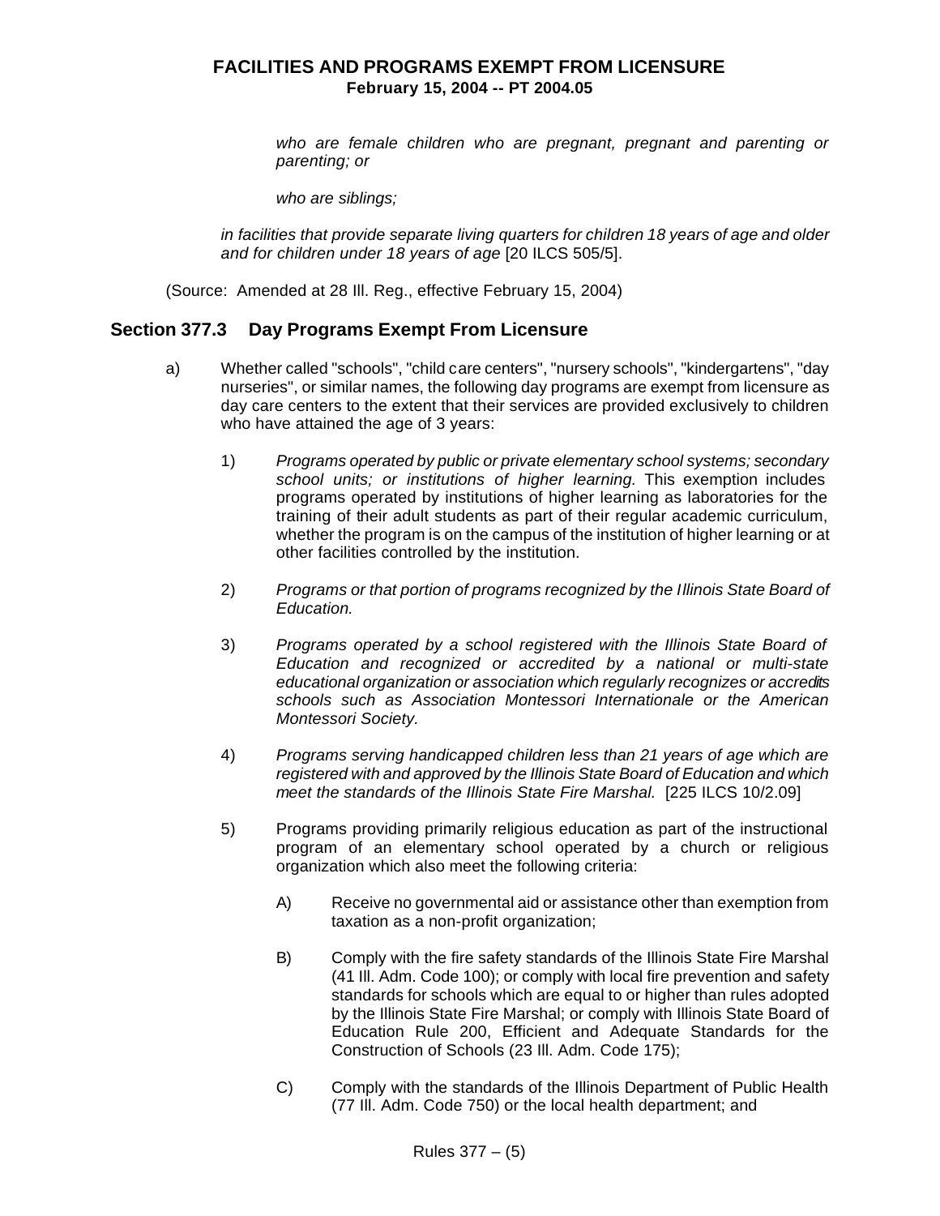*who are female children who are pregnant, pregnant and parenting or parenting; or*

*who are siblings;*

*in facilities that provide separate living quarters for children 18 years of age and older and for children under 18 years of age* [20 ILCS 505/5].

(Source: Amended at 28 Ill. Reg., effective February 15, 2004)

## Section 377.3 Day Programs Exempt From Licensure

a) Whether called "schools", "child care centers", "nursery schools", "kindergartens", "day nurseries", or similar names, the following day programs are exempt from licensure as day care centers to the extent that their services are provided exclusively to children who have attained the age of 3 years:

1) *Programs operated by public or private elementary school systems; secondary school units; or institutions of higher learning.* This exemption includes programs operated by institutions of higher learning as laboratories for the training of their adult students as part of their regular academic curriculum, whether the program is on the campus of the institution of higher learning or at other facilities controlled by the institution.

2) *Programs or that portion of programs recognized by the Illinois State Board of Education.*

3) *Programs operated by a school registered with the Illinois State Board of Education and recognized or accredited by a national or multi-state educational organization or association which regularly recognizes or accredits schools such as Association Montessori Internationale or the American Montessori Society.*

4) *Programs serving handicapped children less than 21 years of age which are registered with and approved by the Illinois State Board of Education and which meet the standards of the Illinois State Fire Marshal.* [225 ILCS 10/2.09]

5) Programs providing primarily religious education as part of the instructional program of an elementary school operated by a church or religious organization which also meet the following criteria:

A) Receive no governmental aid or assistance other than exemption from taxation as a non-profit organization;

B) Comply with the fire safety standards of the Illinois State Fire Marshal (41 Ill. Adm. Code 100); or comply with local fire prevention and safety standards for schools which are equal to or higher than rules adopted by the Illinois State Fire Marshal; or comply with Illinois State Board of Education Rule 200, Efficient and Adequate Standards for the Construction of Schools (23 Ill. Adm. Code 175);

C) Comply with the standards of the Illinois Department of Public Health (77 Ill. Adm. Code 750) or the local health department; and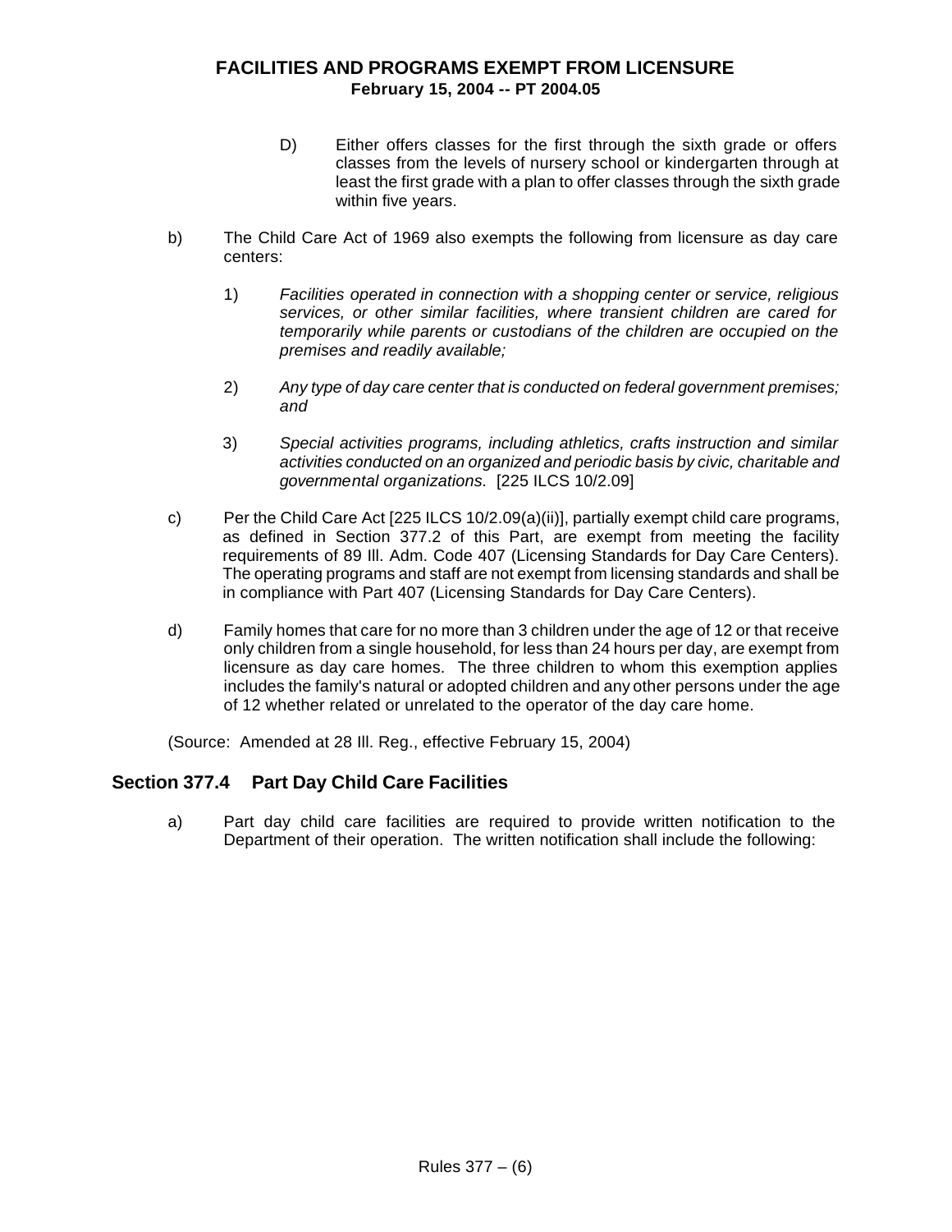D) Either offers classes for the first through the sixth grade or offers classes from the levels of nursery school or kindergarten through at least the first grade with a plan to offer classes through the sixth grade within five years.

b) The Child Care Act of 1969 also exempts the following from licensure as day care centers:

1) *Facilities operated in connection with a shopping center or service, religious services, or other similar facilities, where transient children are cared for temporarily while parents or custodians of the children are occupied on the premises and readily available;*

2) *Any type of day care center that is conducted on federal government premises; and*

3) *Special activities programs, including athletics, crafts instruction and similar activities conducted on an organized and periodic basis by civic, charitable and governmental organizations.* [225 ILCS 10/2.09]

c) Per the Child Care Act [225 ILCS 10/2.09(a)(ii)], partially exempt child care programs, as defined in Section 377.2 of this Part, are exempt from meeting the facility requirements of 89 Ill. Adm. Code 407 (Licensing Standards for Day Care Centers). The operating programs and staff are not exempt from licensing standards and shall be in compliance with Part 407 (Licensing Standards for Day Care Centers).

d) Family homes that care for no more than 3 children under the age of 12 or that receive only children from a single household, for less than 24 hours per day, are exempt from licensure as day care homes. The three children to whom this exemption applies includes the family's natural or adopted children and any other persons under the age of 12 whether related or unrelated to the operator of the day care home.

(Source: Amended at 28 Ill. Reg., effective February 15, 2004)

## Section 377.4 Part Day Child Care Facilities

a) Part day child care facilities are required to provide written notification to the Department of their operation. The written notification shall include the following: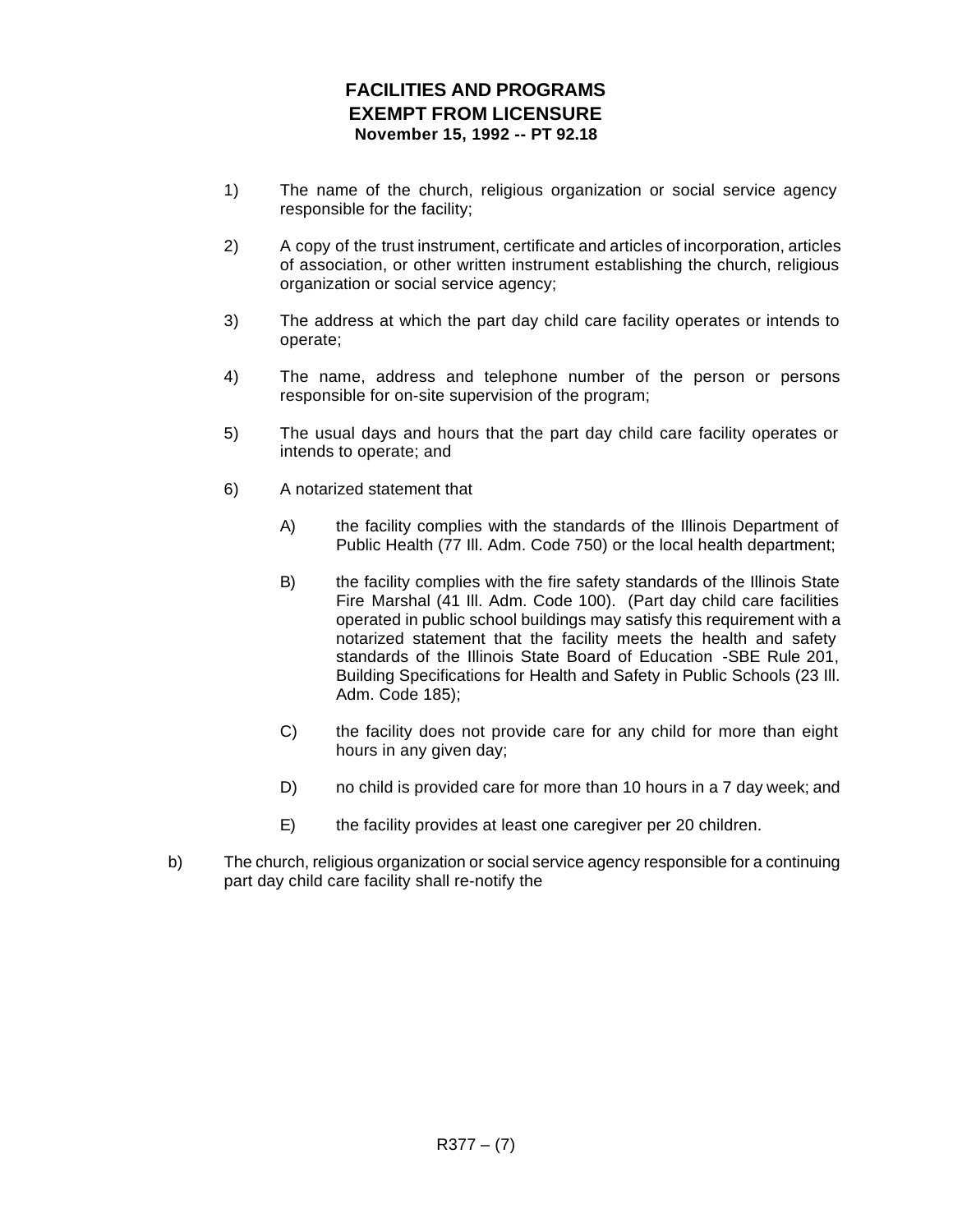1) The name of the church, religious organization or social service agency responsible for the facility;

2) A copy of the trust instrument, certificate and articles of incorporation, articles of association, or other written instrument establishing the church, religious organization or social service agency;

3) The address at which the part day child care facility operates or intends to operate;

4) The name, address and telephone number of the person or persons responsible for on-site supervision of the program;

5) The usual days and hours that the part day child care facility operates or intends to operate; and

6) A notarized statement that

   A) the facility complies with the standards of the Illinois Department of Public Health (77 Ill. Adm. Code 750) or the local health department;

   B) the facility complies with the fire safety standards of the Illinois State Fire Marshal (41 Ill. Adm. Code 100). (Part day child care facilities operated in public school buildings may satisfy this requirement with a notarized statement that the facility meets the health and safety standards of the Illinois State Board of Education -SBE Rule 201, Building Specifications for Health and Safety in Public Schools (23 Ill. Adm. Code 185);

   C) the facility does not provide care for any child for more than eight hours in any given day;

   D) no child is provided care for more than 10 hours in a 7 day week; and

   E) the facility provides at least one caregiver per 20 children.

b) The church, religious organization or social service agency responsible for a continuing part day child care facility shall re-notify the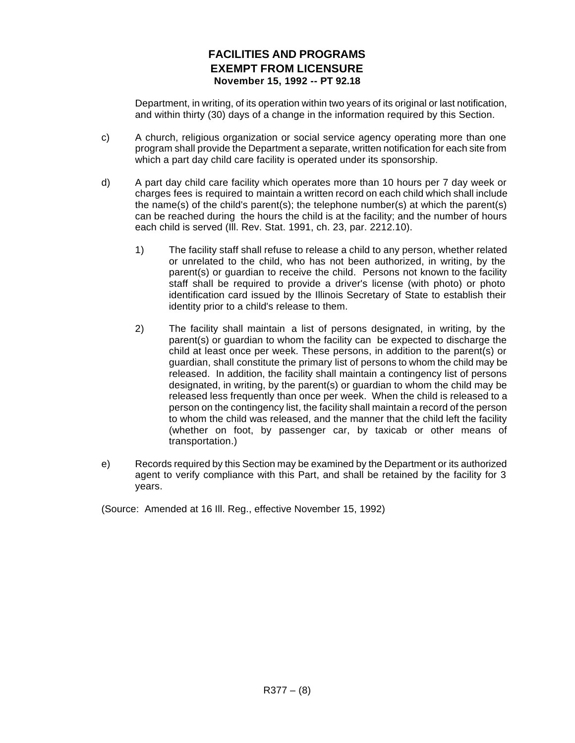Department, in writing, of its operation within two years of its original or last notification, and within thirty (30) days of a change in the information required by this Section.

c) A church, religious organization or social service agency operating more than one program shall provide the Department a separate, written notification for each site from which a part day child care facility is operated under its sponsorship.

d) A part day child care facility which operates more than 10 hours per 7 day week or charges fees is required to maintain a written record on each child which shall include the name(s) of the child's parent(s); the telephone number(s) at which the parent(s) can be reached during the hours the child is at the facility; and the number of hours each child is served (Ill. Rev. Stat. 1991, ch. 23, par. 2212.10).

1) The facility staff shall refuse to release a child to any person, whether related or unrelated to the child, who has not been authorized, in writing, by the parent(s) or guardian to receive the child. Persons not known to the facility staff shall be required to provide a driver's license (with photo) or photo identification card issued by the Illinois Secretary of State to establish their identity prior to a child's release to them.

2) The facility shall maintain a list of persons designated, in writing, by the parent(s) or guardian to whom the facility can be expected to discharge the child at least once per week. These persons, in addition to the parent(s) or guardian, shall constitute the primary list of persons to whom the child may be released. In addition, the facility shall maintain a contingency list of persons designated, in writing, by the parent(s) or guardian to whom the child may be released less frequently than once per week. When the child is released to a person on the contingency list, the facility shall maintain a record of the person to whom the child was released, and the manner that the child left the facility (whether on foot, by passenger car, by taxicab or other means of transportation.)

e) Records required by this Section may be examined by the Department or its authorized agent to verify compliance with this Part, and shall be retained by the facility for 3 years.

(Source: Amended at 16 Ill. Reg., effective November 15, 1992)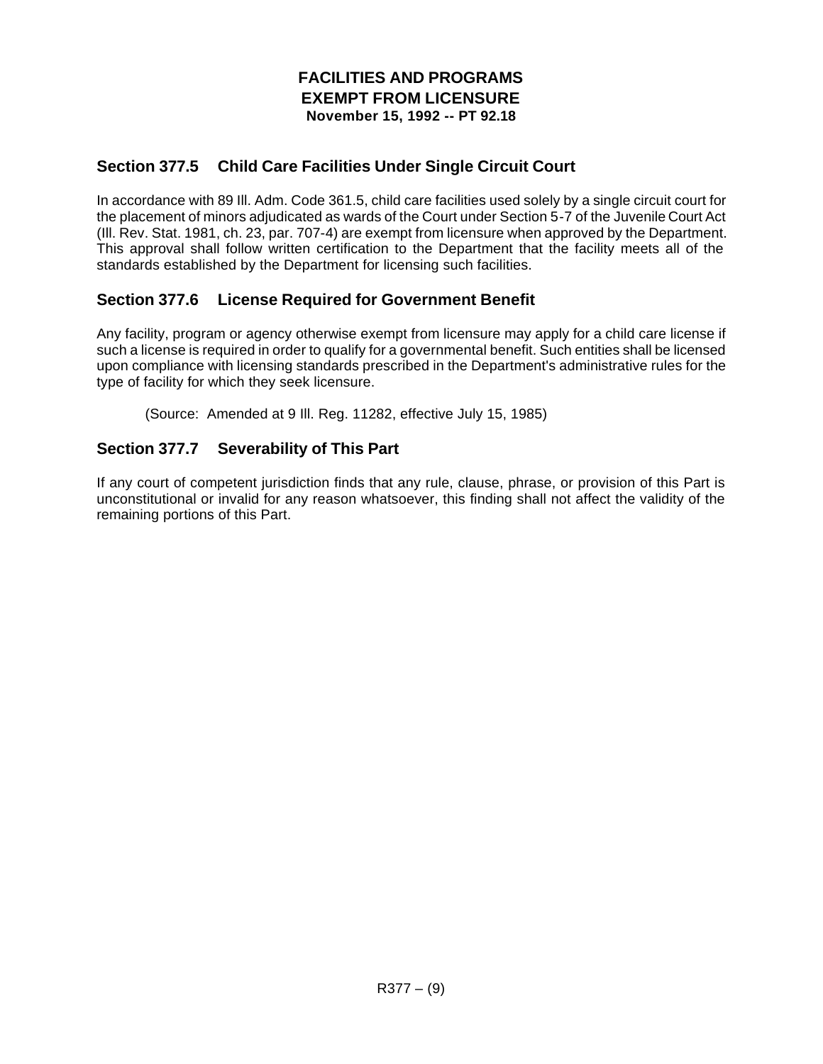## Section 377.5 Child Care Facilities Under Single Circuit Court

In accordance with 89 Ill. Adm. Code 361.5, child care facilities used solely by a single circuit court for the placement of minors adjudicated as wards of the Court under Section 5-7 of the Juvenile Court Act (Ill. Rev. Stat. 1981, ch. 23, par. 707-4) are exempt from licensure when approved by the Department. This approval shall follow written certification to the Department that the facility meets all of the standards established by the Department for licensing such facilities.

## Section 377.6 License Required for Government Benefit

Any facility, program or agency otherwise exempt from licensure may apply for a child care license if such a license is required in order to qualify for a governmental benefit. Such entities shall be licensed upon compliance with licensing standards prescribed in the Department's administrative rules for the type of facility for which they seek licensure.

(Source: Amended at 9 Ill. Reg. 11282, effective July 15, 1985)

## Section 377.7 Severability of This Part

If any court of competent jurisdiction finds that any rule, clause, phrase, or provision of this Part is unconstitutional or invalid for any reason whatsoever, this finding shall not affect the validity of the remaining portions of this Part.